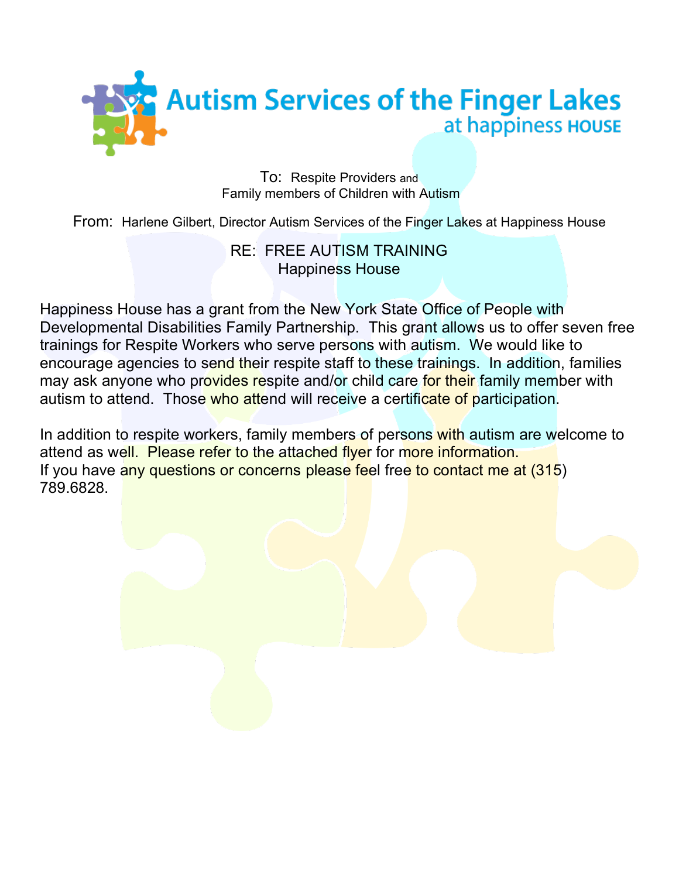# Autism Services of the Finger Lakes at happiness HOUSE

To: Respite Providers and
Family members of Children with Autism

From: Harlene Gilbert, Director Autism Services of the Finger Lakes at Happiness House

RE: FREE AUTISM TRAINING
Happiness House

Happiness House has a grant from the New York State Office of People with Developmental Disabilities Family Partnership. This grant allows us to offer seven free trainings for Respite Workers who serve persons with autism. We would like to encourage agencies to send their respite staff to these trainings. In addition, families may ask anyone who provides respite and/or child care for their family member with autism to attend. Those who attend will receive a certificate of participation.

In addition to respite workers, family members of persons with autism are welcome to attend as well. Please refer to the attached flyer for more information.
If you have any questions or concerns please feel free to contact me at (315) 789.6828.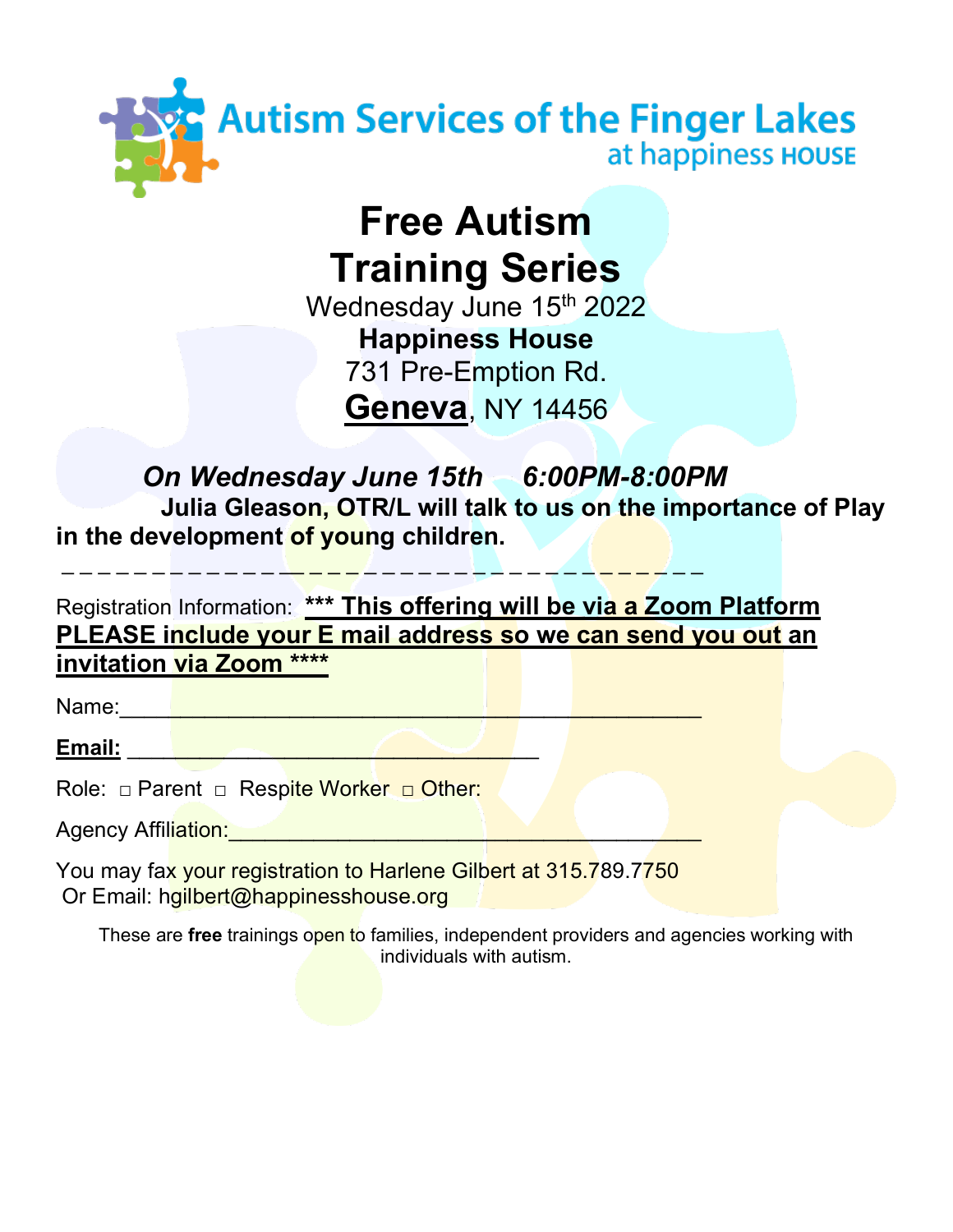Autism Services of the Finger Lakes
at happiness HOUSE

# Free Autism Training Series

Wednesday June 15th 2022

**Happiness House**

731 Pre-Emption Rd.

**Geneva**, NY 14456

***On Wednesday June 15th    6:00PM-8:00PM***

**Julia Gleason, OTR/L will talk to us on the importance of Play in the development of young children.**

---

Registration Information: **\*\*\* This offering will be via a Zoom Platform PLEASE include your E mail address so we can send you out an invitation via Zoom \*\*\*\***

Name:_______________________________________________

**Email:** ___________________________________

Role: □ Parent □ Respite Worker □ Other:

Agency Affiliation:________________________________________

You may fax your registration to Harlene Gilbert at 315.789.7750
Or Email: hgilbert@happinesshouse.org

These are **free** trainings open to families, independent providers and agencies working with individuals with autism.